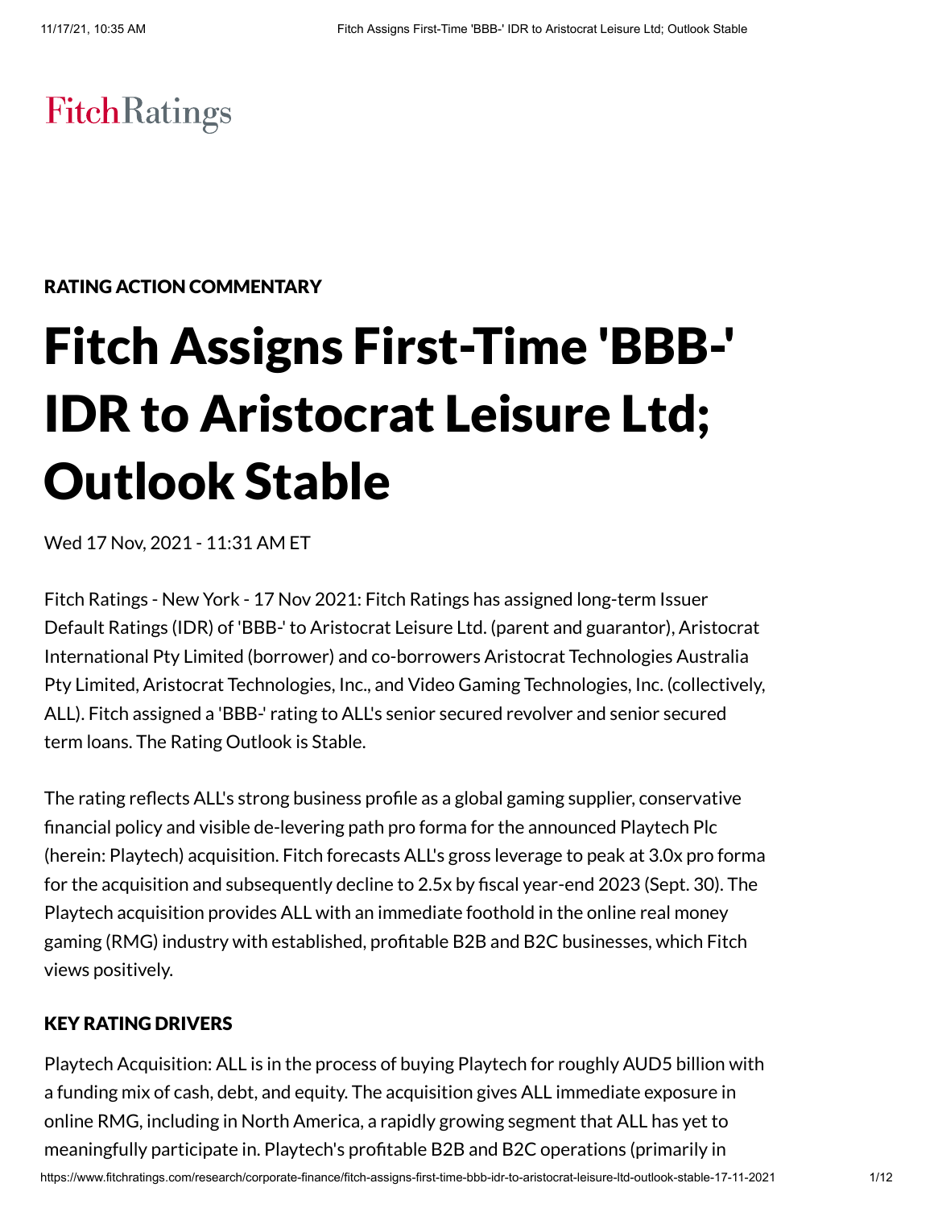FitchRatings

RATING ACTION COMMENTARY

# Fitch Assigns First-Time 'BBB-' IDR to Aristocrat Leisure Ltd; Outlook Stable

Wed 17 Nov, 2021 - 11:31 AM ET

Fitch Ratings - New York - 17 Nov 2021: Fitch Ratings has assigned long-term Issuer Default Ratings (IDR) of 'BBB-' to Aristocrat Leisure Ltd. (parent and guarantor), Aristocrat International Pty Limited (borrower) and co-borrowers Aristocrat Technologies Australia Pty Limited, Aristocrat Technologies, Inc., and Video Gaming Technologies, Inc. (collectively, ALL). Fitch assigned a 'BBB-' rating to ALL's senior secured revolver and senior secured term loans. The Rating Outlook is Stable.

The rating reflects ALL's strong business profile as a global gaming supplier, conservative financial policy and visible de-levering path pro forma for the announced Playtech Plc (herein: Playtech) acquisition. Fitch forecasts ALL's gross leverage to peak at 3.0x pro forma for the acquisition and subsequently decline to 2.5x by fiscal year-end 2023 (Sept. 30). The Playtech acquisition provides ALL with an immediate foothold in the online real money gaming (RMG) industry with established, profitable B2B and B2C businesses, which Fitch views positively.

## KEY RATING DRIVERS

Playtech Acquisition: ALL is in the process of buying Playtech for roughly AUD5 billion with a funding mix of cash, debt, and equity. The acquisition gives ALL immediate exposure in online RMG, including in North America, a rapidly growing segment that ALL has yet to meaningfully participate in. Playtech's profitable B2B and B2C operations (primarily in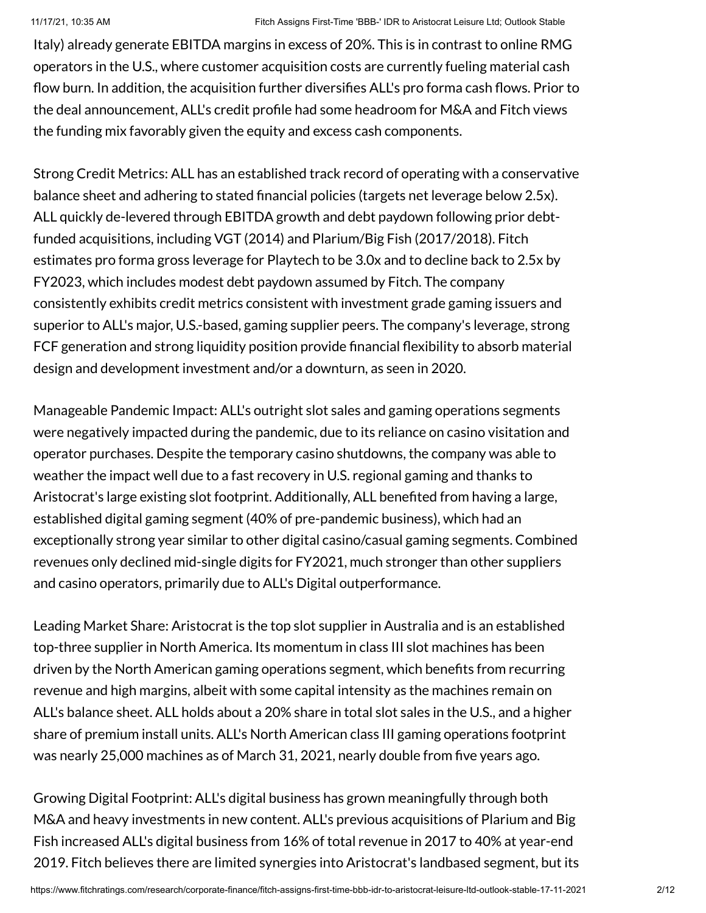Italy) already generate EBITDA margins in excess of 20%. This is in contrast to online RMG operators in the U.S., where customer acquisition costs are currently fueling material cash flow burn. In addition, the acquisition further diversifies ALL's pro forma cash flows. Prior to the deal announcement, ALL's credit profile had some headroom for M&A and Fitch views the funding mix favorably given the equity and excess cash components.

Strong Credit Metrics: ALL has an established track record of operating with a conservative balance sheet and adhering to stated financial policies (targets net leverage below 2.5x). ALL quickly de-levered through EBITDA growth and debt paydown following prior debt-funded acquisitions, including VGT (2014) and Plarium/Big Fish (2017/2018). Fitch estimates pro forma gross leverage for Playtech to be 3.0x and to decline back to 2.5x by FY2023, which includes modest debt paydown assumed by Fitch. The company consistently exhibits credit metrics consistent with investment grade gaming issuers and superior to ALL's major, U.S.-based, gaming supplier peers. The company's leverage, strong FCF generation and strong liquidity position provide financial flexibility to absorb material design and development investment and/or a downturn, as seen in 2020.

Manageable Pandemic Impact: ALL's outright slot sales and gaming operations segments were negatively impacted during the pandemic, due to its reliance on casino visitation and operator purchases. Despite the temporary casino shutdowns, the company was able to weather the impact well due to a fast recovery in U.S. regional gaming and thanks to Aristocrat's large existing slot footprint. Additionally, ALL benefited from having a large, established digital gaming segment (40% of pre-pandemic business), which had an exceptionally strong year similar to other digital casino/casual gaming segments. Combined revenues only declined mid-single digits for FY2021, much stronger than other suppliers and casino operators, primarily due to ALL's Digital outperformance.

Leading Market Share: Aristocrat is the top slot supplier in Australia and is an established top-three supplier in North America. Its momentum in class III slot machines has been driven by the North American gaming operations segment, which benefits from recurring revenue and high margins, albeit with some capital intensity as the machines remain on ALL's balance sheet. ALL holds about a 20% share in total slot sales in the U.S., and a higher share of premium install units. ALL's North American class III gaming operations footprint was nearly 25,000 machines as of March 31, 2021, nearly double from five years ago.

Growing Digital Footprint: ALL's digital business has grown meaningfully through both M&A and heavy investments in new content. ALL's previous acquisitions of Plarium and Big Fish increased ALL's digital business from 16% of total revenue in 2017 to 40% at year-end 2019. Fitch believes there are limited synergies into Aristocrat's landbased segment, but its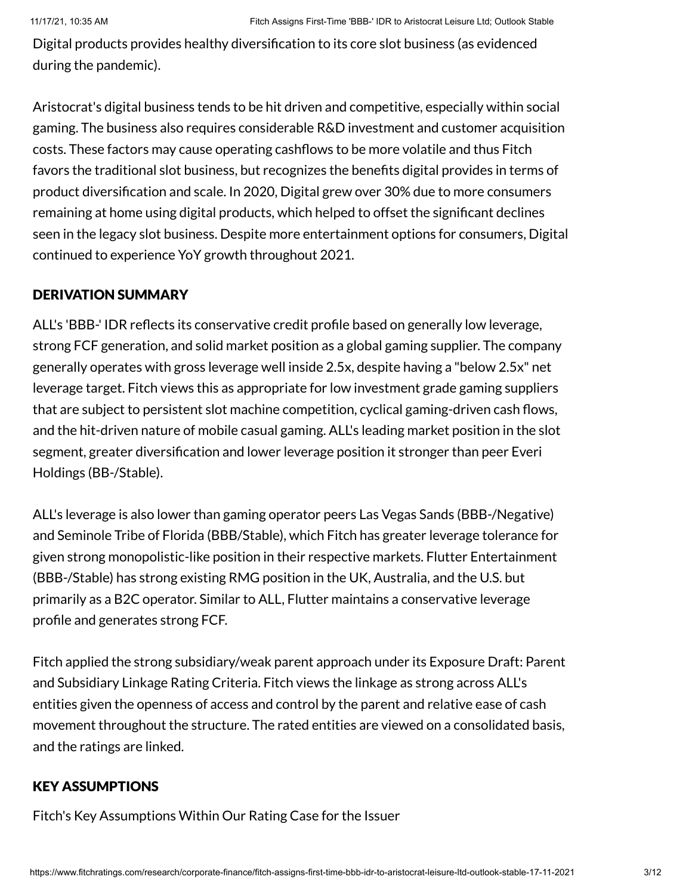Digital products provides healthy diversification to its core slot business (as evidenced during the pandemic).

Aristocrat's digital business tends to be hit driven and competitive, especially within social gaming. The business also requires considerable R&D investment and customer acquisition costs. These factors may cause operating cashflows to be more volatile and thus Fitch favors the traditional slot business, but recognizes the benefits digital provides in terms of product diversification and scale. In 2020, Digital grew over 30% due to more consumers remaining at home using digital products, which helped to offset the significant declines seen in the legacy slot business. Despite more entertainment options for consumers, Digital continued to experience YoY growth throughout 2021.

## DERIVATION SUMMARY

ALL's 'BBB-' IDR reflects its conservative credit profile based on generally low leverage, strong FCF generation, and solid market position as a global gaming supplier. The company generally operates with gross leverage well inside 2.5x, despite having a "below 2.5x" net leverage target. Fitch views this as appropriate for low investment grade gaming suppliers that are subject to persistent slot machine competition, cyclical gaming-driven cash flows, and the hit-driven nature of mobile casual gaming. ALL's leading market position in the slot segment, greater diversification and lower leverage position it stronger than peer Everi Holdings (BB-/Stable).

ALL's leverage is also lower than gaming operator peers Las Vegas Sands (BBB-/Negative) and Seminole Tribe of Florida (BBB/Stable), which Fitch has greater leverage tolerance for given strong monopolistic-like position in their respective markets. Flutter Entertainment (BBB-/Stable) has strong existing RMG position in the UK, Australia, and the U.S. but primarily as a B2C operator. Similar to ALL, Flutter maintains a conservative leverage profile and generates strong FCF.

Fitch applied the strong subsidiary/weak parent approach under its Exposure Draft: Parent and Subsidiary Linkage Rating Criteria. Fitch views the linkage as strong across ALL's entities given the openness of access and control by the parent and relative ease of cash movement throughout the structure. The rated entities are viewed on a consolidated basis, and the ratings are linked.

## KEY ASSUMPTIONS

Fitch's Key Assumptions Within Our Rating Case for the Issuer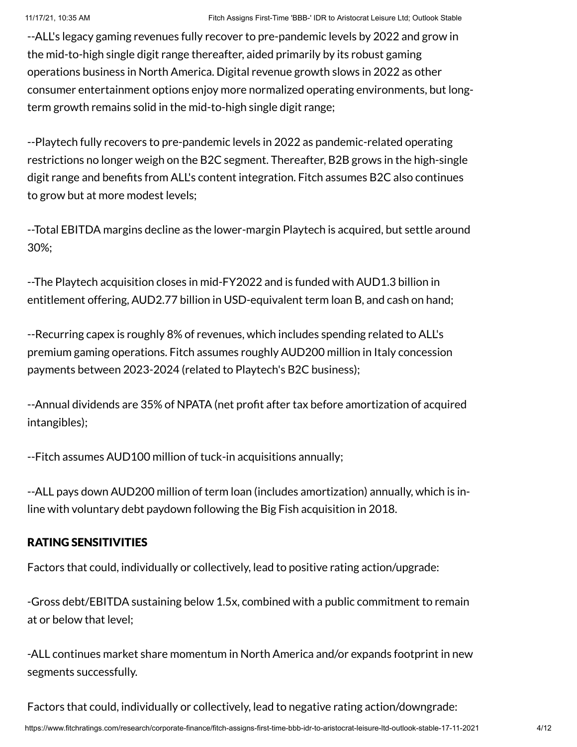--ALL's legacy gaming revenues fully recover to pre-pandemic levels by 2022 and grow in the mid-to-high single digit range thereafter, aided primarily by its robust gaming operations business in North America. Digital revenue growth slows in 2022 as other consumer entertainment options enjoy more normalized operating environments, but long-term growth remains solid in the mid-to-high single digit range;

--Playtech fully recovers to pre-pandemic levels in 2022 as pandemic-related operating restrictions no longer weigh on the B2C segment. Thereafter, B2B grows in the high-single digit range and benefits from ALL's content integration. Fitch assumes B2C also continues to grow but at more modest levels;

--Total EBITDA margins decline as the lower-margin Playtech is acquired, but settle around 30%;

--The Playtech acquisition closes in mid-FY2022 and is funded with AUD1.3 billion in entitlement offering, AUD2.77 billion in USD-equivalent term loan B, and cash on hand;

--Recurring capex is roughly 8% of revenues, which includes spending related to ALL's premium gaming operations. Fitch assumes roughly AUD200 million in Italy concession payments between 2023-2024 (related to Playtech's B2C business);

--Annual dividends are 35% of NPATA (net profit after tax before amortization of acquired intangibles);

--Fitch assumes AUD100 million of tuck-in acquisitions annually;

--ALL pays down AUD200 million of term loan (includes amortization) annually, which is in-line with voluntary debt paydown following the Big Fish acquisition in 2018.

## RATING SENSITIVITIES

Factors that could, individually or collectively, lead to positive rating action/upgrade:

-Gross debt/EBITDA sustaining below 1.5x, combined with a public commitment to remain at or below that level;

-ALL continues market share momentum in North America and/or expands footprint in new segments successfully.

Factors that could, individually or collectively, lead to negative rating action/downgrade: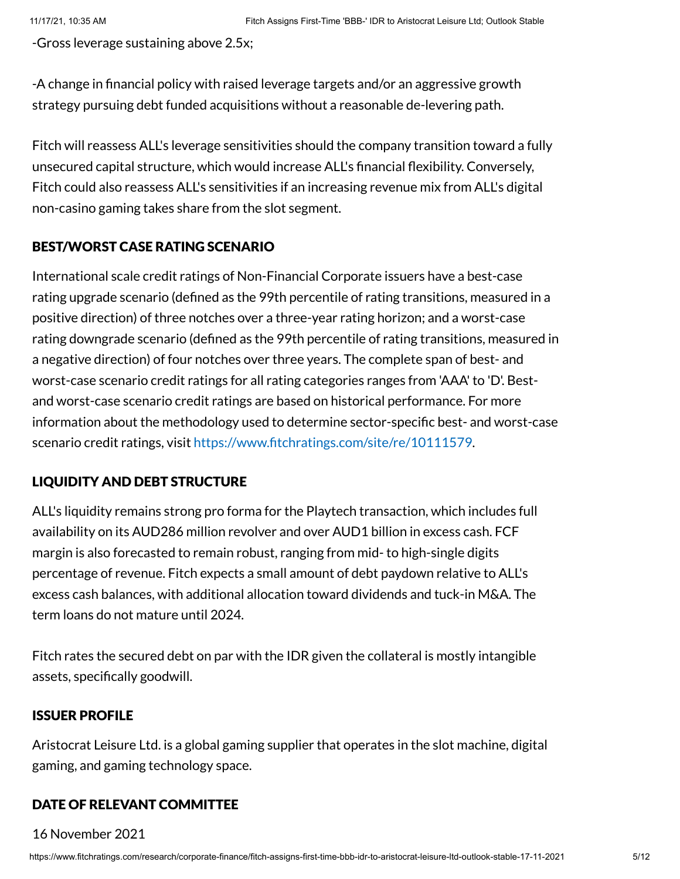-Gross leverage sustaining above 2.5x;

-A change in financial policy with raised leverage targets and/or an aggressive growth strategy pursuing debt funded acquisitions without a reasonable de-levering path.

Fitch will reassess ALL's leverage sensitivities should the company transition toward a fully unsecured capital structure, which would increase ALL's financial flexibility. Conversely, Fitch could also reassess ALL's sensitivities if an increasing revenue mix from ALL's digital non-casino gaming takes share from the slot segment.

## BEST/WORST CASE RATING SCENARIO

International scale credit ratings of Non-Financial Corporate issuers have a best-case rating upgrade scenario (defined as the 99th percentile of rating transitions, measured in a positive direction) of three notches over a three-year rating horizon; and a worst-case rating downgrade scenario (defined as the 99th percentile of rating transitions, measured in a negative direction) of four notches over three years. The complete span of best- and worst-case scenario credit ratings for all rating categories ranges from 'AAA' to 'D'. Best- and worst-case scenario credit ratings are based on historical performance. For more information about the methodology used to determine sector-specific best- and worst-case scenario credit ratings, visit https://www.fitchratings.com/site/re/10111579.

## LIQUIDITY AND DEBT STRUCTURE

ALL's liquidity remains strong pro forma for the Playtech transaction, which includes full availability on its AUD286 million revolver and over AUD1 billion in excess cash. FCF margin is also forecasted to remain robust, ranging from mid- to high-single digits percentage of revenue. Fitch expects a small amount of debt paydown relative to ALL's excess cash balances, with additional allocation toward dividends and tuck-in M&A. The term loans do not mature until 2024.

Fitch rates the secured debt on par with the IDR given the collateral is mostly intangible assets, specifically goodwill.

## ISSUER PROFILE

Aristocrat Leisure Ltd. is a global gaming supplier that operates in the slot machine, digital gaming, and gaming technology space.

## DATE OF RELEVANT COMMITTEE

16 November 2021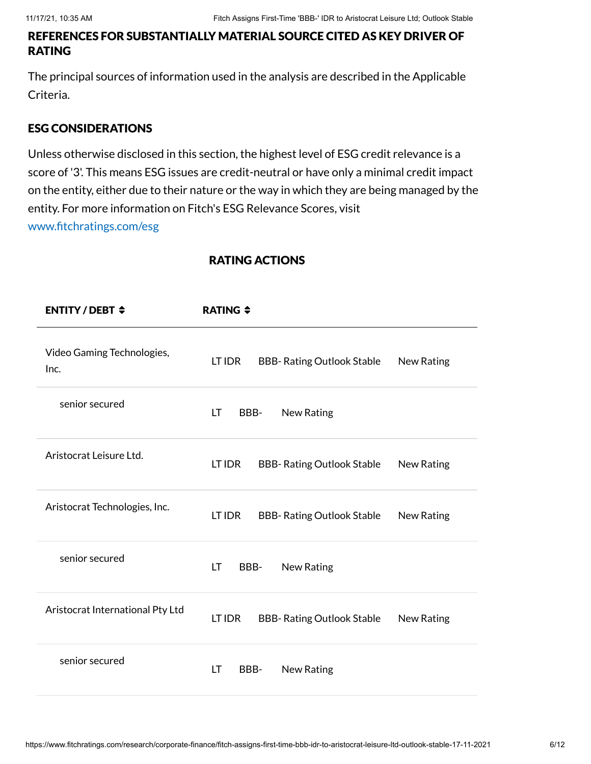## REFERENCES FOR SUBSTANTIALLY MATERIAL SOURCE CITED AS KEY DRIVER OF RATING

The principal sources of information used in the analysis are described in the Applicable Criteria.

## ESG CONSIDERATIONS

Unless otherwise disclosed in this section, the highest level of ESG credit relevance is a score of '3'. This means ESG issues are credit-neutral or have only a minimal credit impact on the entity, either due to their nature or the way in which they are being managed by the entity. For more information on Fitch's ESG Relevance Scores, visit www.fitchratings.com/esg

## RATING ACTIONS

| ENTITY / DEBT | RATING | | |
|---|---|---|---|
| Video Gaming Technologies, Inc. | LT IDR | BBB- Rating Outlook Stable | New Rating |
| senior secured | LT | BBB- | New Rating |
| Aristocrat Leisure Ltd. | LT IDR | BBB- Rating Outlook Stable | New Rating |
| Aristocrat Technologies, Inc. | LT IDR | BBB- Rating Outlook Stable | New Rating |
| senior secured | LT | BBB- | New Rating |
| Aristocrat International Pty Ltd | LT IDR | BBB- Rating Outlook Stable | New Rating |
| senior secured | LT | BBB- | New Rating |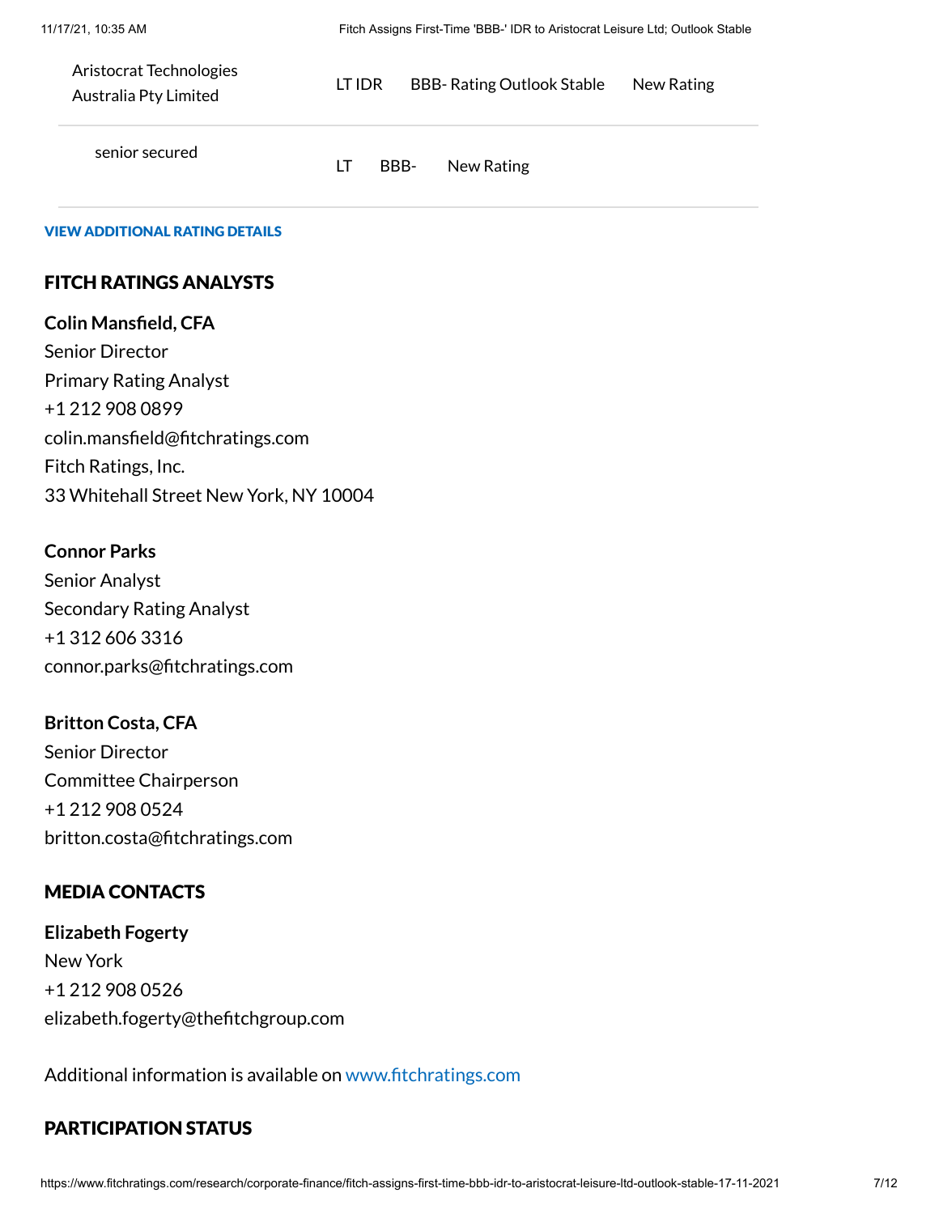| | | | |
|---|---|---|---|
| Aristocrat Technologies Australia Pty Limited | LT IDR | BBB- Rating Outlook Stable | New Rating |
| senior secured | LT | BBB- | New Rating |

VIEW ADDITIONAL RATING DETAILS

## FITCH RATINGS ANALYSTS

**Colin Mansfield, CFA**
Senior Director
Primary Rating Analyst
+1 212 908 0899
colin.mansfield@fitchratings.com
Fitch Ratings, Inc.
33 Whitehall Street New York, NY 10004

**Connor Parks**
Senior Analyst
Secondary Rating Analyst
+1 312 606 3316
connor.parks@fitchratings.com

**Britton Costa, CFA**
Senior Director
Committee Chairperson
+1 212 908 0524
britton.costa@fitchratings.com

## MEDIA CONTACTS

**Elizabeth Fogerty**
New York
+1 212 908 0526
elizabeth.fogerty@thefitchgroup.com

Additional information is available on www.fitchratings.com

## PARTICIPATION STATUS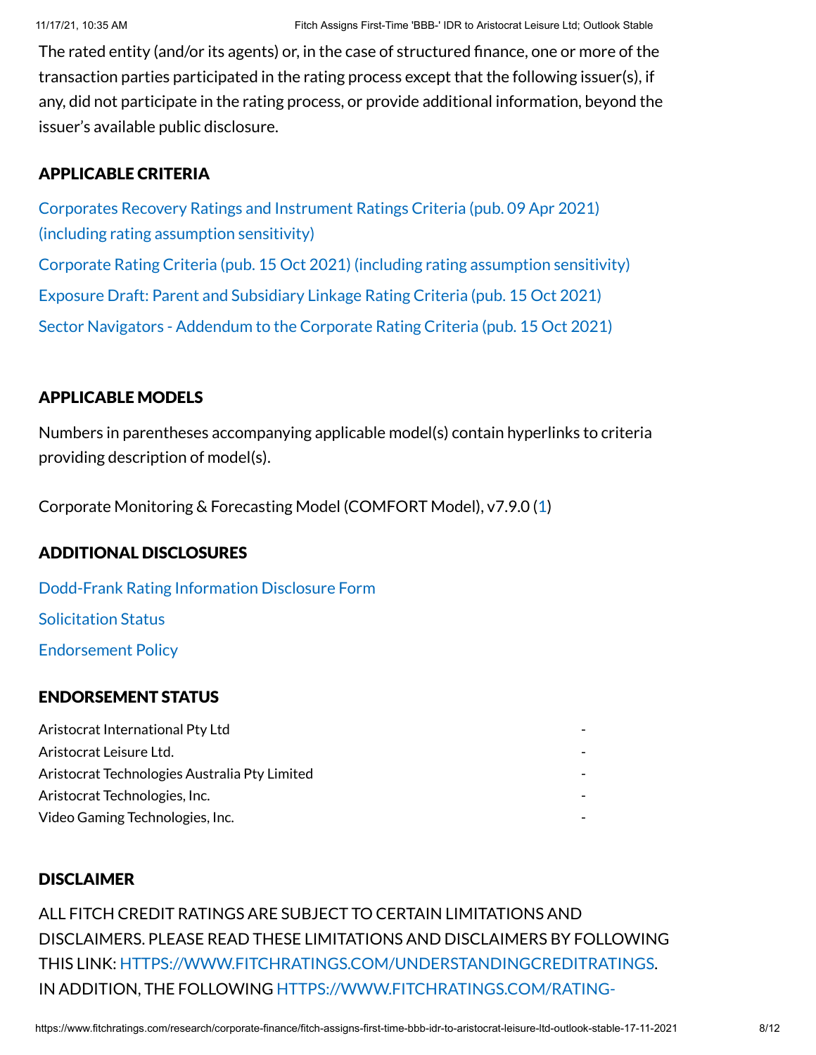The rated entity (and/or its agents) or, in the case of structured finance, one or more of the transaction parties participated in the rating process except that the following issuer(s), if any, did not participate in the rating process, or provide additional information, beyond the issuer's available public disclosure.

## APPLICABLE CRITERIA

Corporates Recovery Ratings and Instrument Ratings Criteria (pub. 09 Apr 2021) (including rating assumption sensitivity)

Corporate Rating Criteria (pub. 15 Oct 2021) (including rating assumption sensitivity)

Exposure Draft: Parent and Subsidiary Linkage Rating Criteria (pub. 15 Oct 2021)

Sector Navigators - Addendum to the Corporate Rating Criteria (pub. 15 Oct 2021)

## APPLICABLE MODELS

Numbers in parentheses accompanying applicable model(s) contain hyperlinks to criteria providing description of model(s).

Corporate Monitoring & Forecasting Model (COMFORT Model), v7.9.0 (1)

## ADDITIONAL DISCLOSURES

Dodd-Frank Rating Information Disclosure Form

Solicitation Status

Endorsement Policy

## ENDORSEMENT STATUS

| | |
|---|---|
| Aristocrat International Pty Ltd | - |
| Aristocrat Leisure Ltd. | - |
| Aristocrat Technologies Australia Pty Limited | - |
| Aristocrat Technologies, Inc. | - |
| Video Gaming Technologies, Inc. | - |

## DISCLAIMER

ALL FITCH CREDIT RATINGS ARE SUBJECT TO CERTAIN LIMITATIONS AND DISCLAIMERS. PLEASE READ THESE LIMITATIONS AND DISCLAIMERS BY FOLLOWING THIS LINK: HTTPS://WWW.FITCHRATINGS.COM/UNDERSTANDINGCREDITRATINGS. IN ADDITION, THE FOLLOWING HTTPS://WWW.FITCHRATINGS.COM/RATING-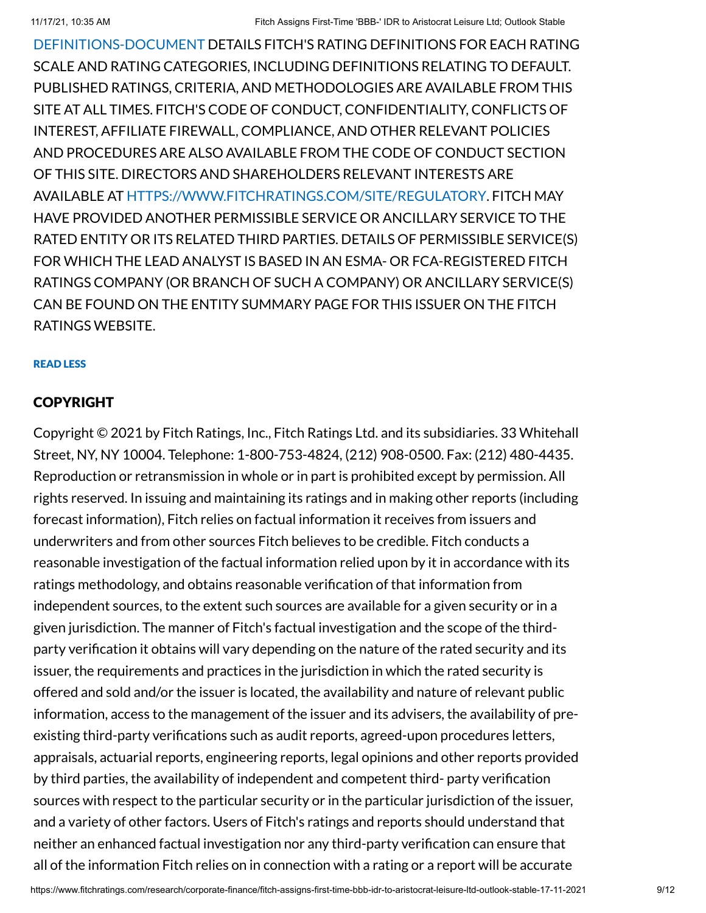DEFINITIONS-DOCUMENT DETAILS FITCH'S RATING DEFINITIONS FOR EACH RATING SCALE AND RATING CATEGORIES, INCLUDING DEFINITIONS RELATING TO DEFAULT. PUBLISHED RATINGS, CRITERIA, AND METHODOLOGIES ARE AVAILABLE FROM THIS SITE AT ALL TIMES. FITCH'S CODE OF CONDUCT, CONFIDENTIALITY, CONFLICTS OF INTEREST, AFFILIATE FIREWALL, COMPLIANCE, AND OTHER RELEVANT POLICIES AND PROCEDURES ARE ALSO AVAILABLE FROM THE CODE OF CONDUCT SECTION OF THIS SITE. DIRECTORS AND SHAREHOLDERS RELEVANT INTERESTS ARE AVAILABLE AT HTTPS://WWW.FITCHRATINGS.COM/SITE/REGULATORY. FITCH MAY HAVE PROVIDED ANOTHER PERMISSIBLE SERVICE OR ANCILLARY SERVICE TO THE RATED ENTITY OR ITS RELATED THIRD PARTIES. DETAILS OF PERMISSIBLE SERVICE(S) FOR WHICH THE LEAD ANALYST IS BASED IN AN ESMA- OR FCA-REGISTERED FITCH RATINGS COMPANY (OR BRANCH OF SUCH A COMPANY) OR ANCILLARY SERVICE(S) CAN BE FOUND ON THE ENTITY SUMMARY PAGE FOR THIS ISSUER ON THE FITCH RATINGS WEBSITE.

**READ LESS**

## COPYRIGHT

Copyright © 2021 by Fitch Ratings, Inc., Fitch Ratings Ltd. and its subsidiaries. 33 Whitehall Street, NY, NY 10004. Telephone: 1-800-753-4824, (212) 908-0500. Fax: (212) 480-4435. Reproduction or retransmission in whole or in part is prohibited except by permission. All rights reserved. In issuing and maintaining its ratings and in making other reports (including forecast information), Fitch relies on factual information it receives from issuers and underwriters and from other sources Fitch believes to be credible. Fitch conducts a reasonable investigation of the factual information relied upon by it in accordance with its ratings methodology, and obtains reasonable verification of that information from independent sources, to the extent such sources are available for a given security or in a given jurisdiction. The manner of Fitch's factual investigation and the scope of the third-party verification it obtains will vary depending on the nature of the rated security and its issuer, the requirements and practices in the jurisdiction in which the rated security is offered and sold and/or the issuer is located, the availability and nature of relevant public information, access to the management of the issuer and its advisers, the availability of pre-existing third-party verifications such as audit reports, agreed-upon procedures letters, appraisals, actuarial reports, engineering reports, legal opinions and other reports provided by third parties, the availability of independent and competent third- party verification sources with respect to the particular security or in the particular jurisdiction of the issuer, and a variety of other factors. Users of Fitch's ratings and reports should understand that neither an enhanced factual investigation nor any third-party verification can ensure that all of the information Fitch relies on in connection with a rating or a report will be accurate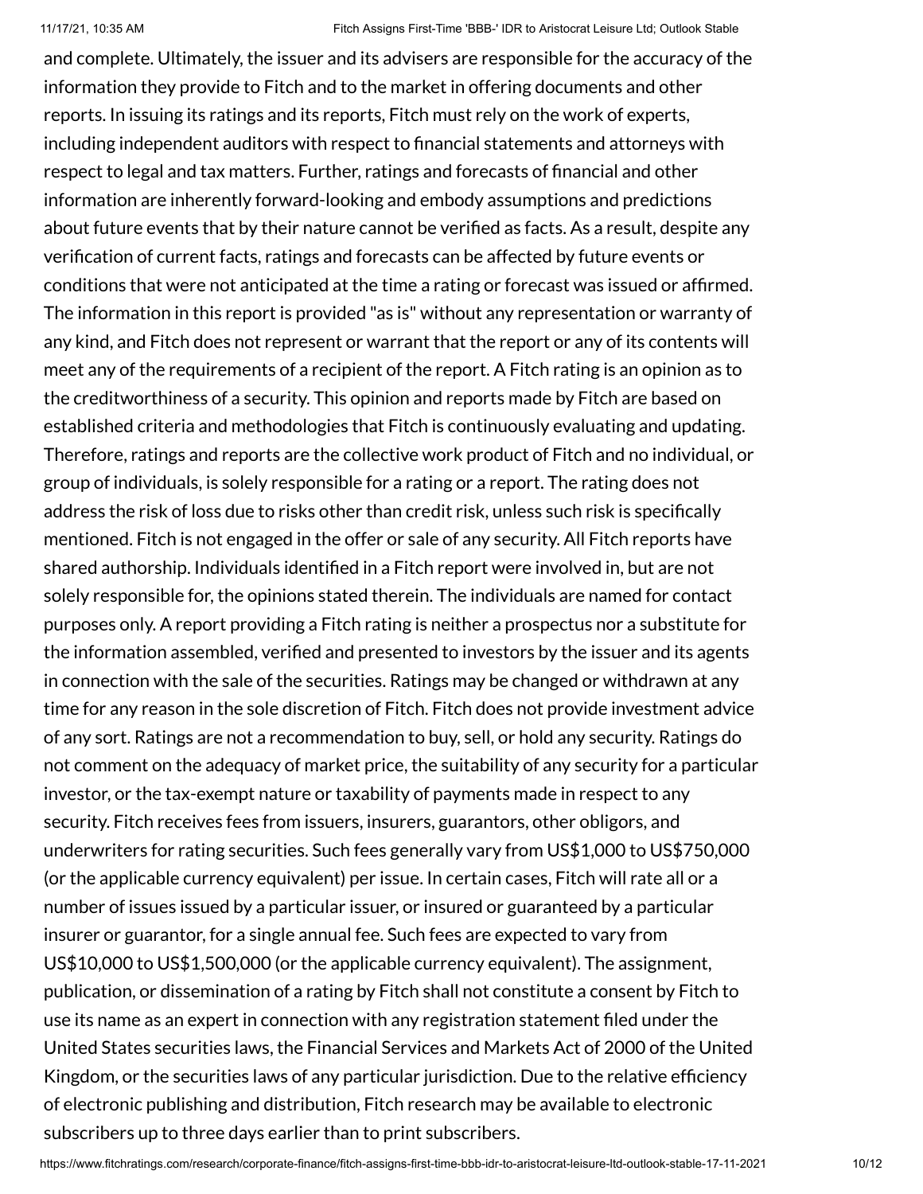and complete. Ultimately, the issuer and its advisers are responsible for the accuracy of the information they provide to Fitch and to the market in offering documents and other reports. In issuing its ratings and its reports, Fitch must rely on the work of experts, including independent auditors with respect to financial statements and attorneys with respect to legal and tax matters. Further, ratings and forecasts of financial and other information are inherently forward-looking and embody assumptions and predictions about future events that by their nature cannot be verified as facts. As a result, despite any verification of current facts, ratings and forecasts can be affected by future events or conditions that were not anticipated at the time a rating or forecast was issued or affirmed. The information in this report is provided "as is" without any representation or warranty of any kind, and Fitch does not represent or warrant that the report or any of its contents will meet any of the requirements of a recipient of the report. A Fitch rating is an opinion as to the creditworthiness of a security. This opinion and reports made by Fitch are based on established criteria and methodologies that Fitch is continuously evaluating and updating. Therefore, ratings and reports are the collective work product of Fitch and no individual, or group of individuals, is solely responsible for a rating or a report. The rating does not address the risk of loss due to risks other than credit risk, unless such risk is specifically mentioned. Fitch is not engaged in the offer or sale of any security. All Fitch reports have shared authorship. Individuals identified in a Fitch report were involved in, but are not solely responsible for, the opinions stated therein. The individuals are named for contact purposes only. A report providing a Fitch rating is neither a prospectus nor a substitute for the information assembled, verified and presented to investors by the issuer and its agents in connection with the sale of the securities. Ratings may be changed or withdrawn at any time for any reason in the sole discretion of Fitch. Fitch does not provide investment advice of any sort. Ratings are not a recommendation to buy, sell, or hold any security. Ratings do not comment on the adequacy of market price, the suitability of any security for a particular investor, or the tax-exempt nature or taxability of payments made in respect to any security. Fitch receives fees from issuers, insurers, guarantors, other obligors, and underwriters for rating securities. Such fees generally vary from US$1,000 to US$750,000 (or the applicable currency equivalent) per issue. In certain cases, Fitch will rate all or a number of issues issued by a particular issuer, or insured or guaranteed by a particular insurer or guarantor, for a single annual fee. Such fees are expected to vary from US$10,000 to US$1,500,000 (or the applicable currency equivalent). The assignment, publication, or dissemination of a rating by Fitch shall not constitute a consent by Fitch to use its name as an expert in connection with any registration statement filed under the United States securities laws, the Financial Services and Markets Act of 2000 of the United Kingdom, or the securities laws of any particular jurisdiction. Due to the relative efficiency of electronic publishing and distribution, Fitch research may be available to electronic subscribers up to three days earlier than to print subscribers.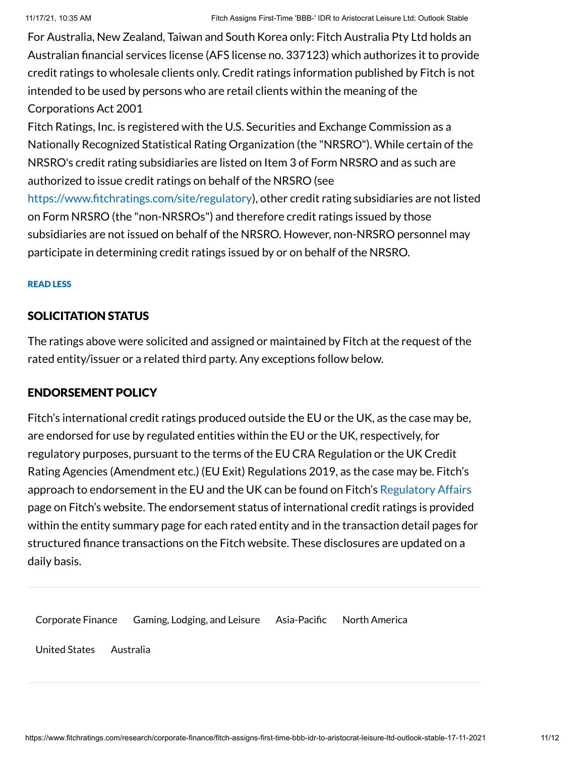For Australia, New Zealand, Taiwan and South Korea only: Fitch Australia Pty Ltd holds an Australian financial services license (AFS license no. 337123) which authorizes it to provide credit ratings to wholesale clients only. Credit ratings information published by Fitch is not intended to be used by persons who are retail clients within the meaning of the Corporations Act 2001

Fitch Ratings, Inc. is registered with the U.S. Securities and Exchange Commission as a Nationally Recognized Statistical Rating Organization (the "NRSRO"). While certain of the NRSRO's credit rating subsidiaries are listed on Item 3 of Form NRSRO and as such are authorized to issue credit ratings on behalf of the NRSRO (see https://www.fitchratings.com/site/regulatory), other credit rating subsidiaries are not listed on Form NRSRO (the "non-NRSROs") and therefore credit ratings issued by those subsidiaries are not issued on behalf of the NRSRO. However, non-NRSRO personnel may participate in determining credit ratings issued by or on behalf of the NRSRO.

READ LESS

## SOLICITATION STATUS

The ratings above were solicited and assigned or maintained by Fitch at the request of the rated entity/issuer or a related third party. Any exceptions follow below.

## ENDORSEMENT POLICY

Fitch's international credit ratings produced outside the EU or the UK, as the case may be, are endorsed for use by regulated entities within the EU or the UK, respectively, for regulatory purposes, pursuant to the terms of the EU CRA Regulation or the UK Credit Rating Agencies (Amendment etc.) (EU Exit) Regulations 2019, as the case may be. Fitch's approach to endorsement in the EU and the UK can be found on Fitch's Regulatory Affairs page on Fitch's website. The endorsement status of international credit ratings is provided within the entity summary page for each rated entity and in the transaction detail pages for structured finance transactions on the Fitch website. These disclosures are updated on a daily basis.

---

Corporate Finance Gaming, Lodging, and Leisure Asia-Pacific North America

United States Australia